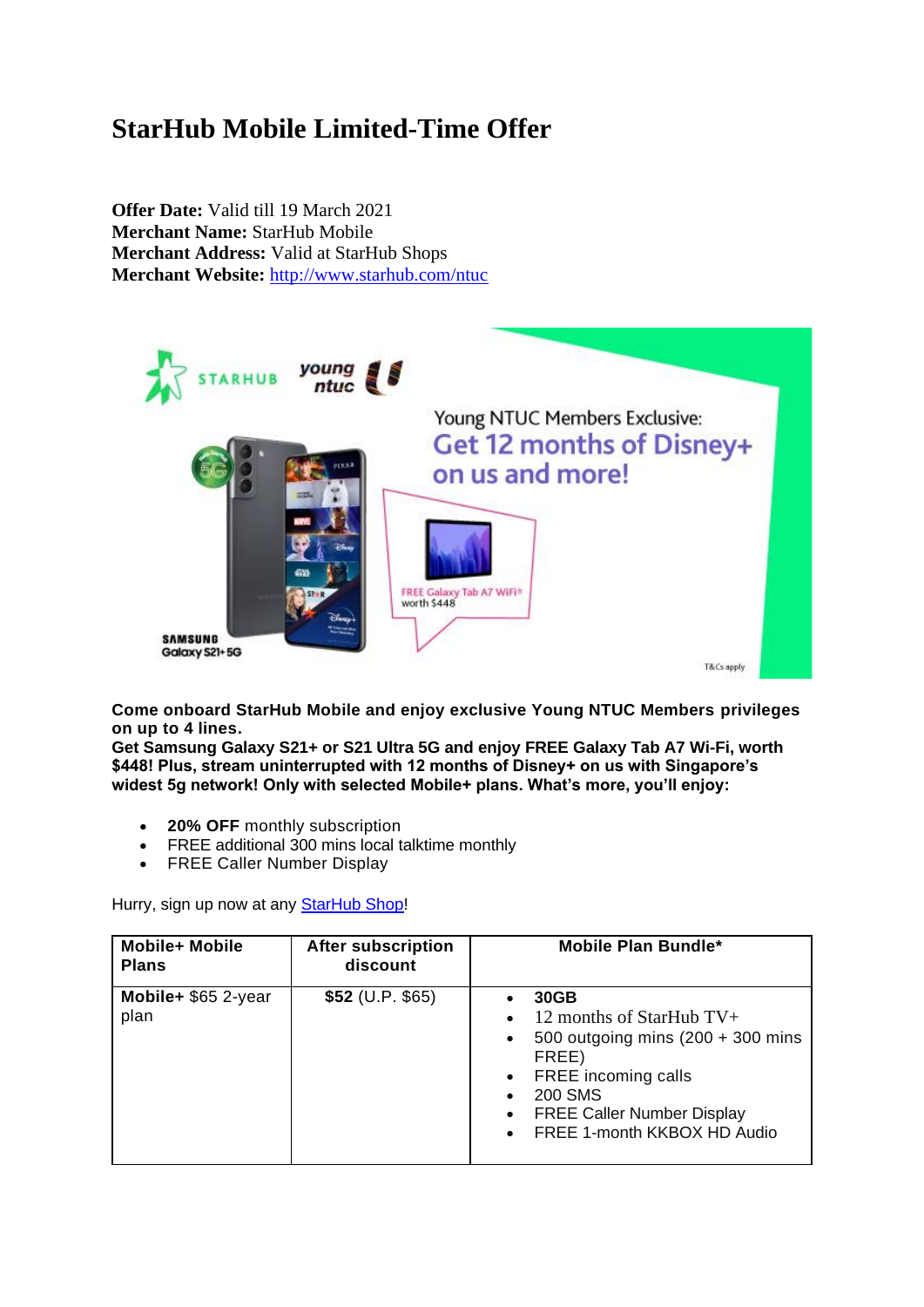# StarHub Mobile Limited-Time Offer

**Offer Date:** Valid till 19 March 2021
**Merchant Name:** StarHub Mobile
**Merchant Address:** Valid at StarHub Shops
**Merchant Website:** [http://www.starhub.com/ntuc](http://www.starhub.com/ntuc)

**Come onboard StarHub Mobile and enjoy exclusive Young NTUC Members privileges on up to 4 lines.**
**Get Samsung Galaxy S21+ or S21 Ultra 5G and enjoy FREE Galaxy Tab A7 Wi-Fi, worth $448! Plus, stream uninterrupted with 12 months of Disney+ on us with Singapore's widest 5g network! Only with selected Mobile+ plans. What's more, you'll enjoy:**

- **20% OFF** monthly subscription
- FREE additional 300 mins local talktime monthly
- FREE Caller Number Display

Hurry, sign up now at any StarHub Shop!

| Mobile+ Mobile Plans | After subscription discount | Mobile Plan Bundle* |
|---|---|---|
| **Mobile+** $65 2-year plan | **$52** (U.P. $65) | • **30GB**<br>• 12 months of StarHub TV+<br>• 500 outgoing mins (200 + 300 mins FREE)<br>• FREE incoming calls<br>• 200 SMS<br>• FREE Caller Number Display<br>• FREE 1-month KKBOX HD Audio |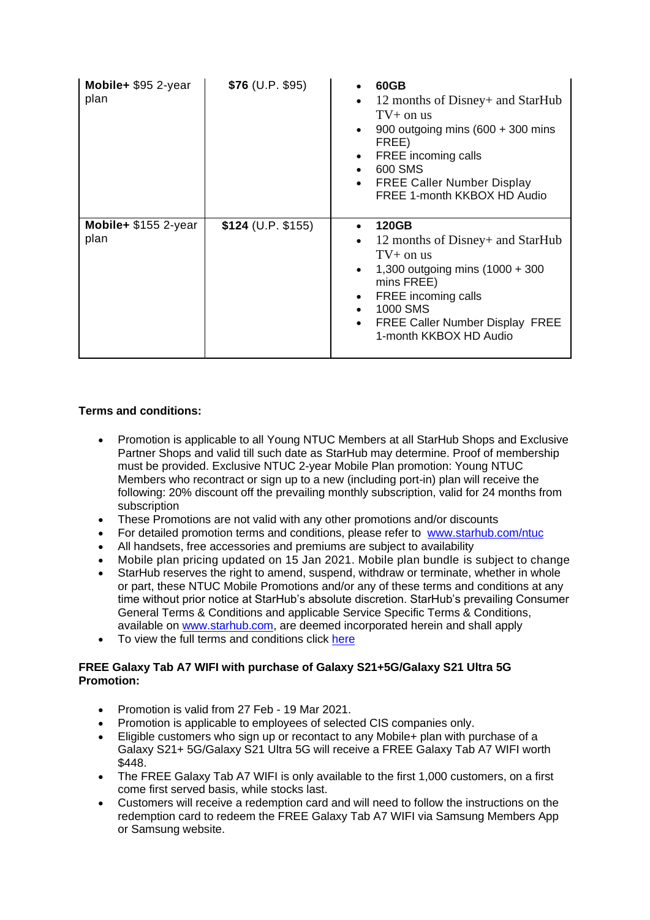| | | |
|---|---|---|
| **Mobile+** $95 2-year plan | **$76** (U.P. $95) | • **60GB**<br>• 12 months of Disney+ and StarHub TV+ on us<br>• 900 outgoing mins (600 + 300 mins FREE)<br>• FREE incoming calls<br>• 600 SMS<br>• FREE Caller Number Display FREE 1-month KKBOX HD Audio |
| **Mobile+** $155 2-year plan | **$124** (U.P. $155) | • **120GB**<br>• 12 months of Disney+ and StarHub TV+ on us<br>• 1,300 outgoing mins (1000 + 300 mins FREE)<br>• FREE incoming calls<br>• 1000 SMS<br>• FREE Caller Number Display FREE 1-month KKBOX HD Audio |

**Terms and conditions:**

- Promotion is applicable to all Young NTUC Members at all StarHub Shops and Exclusive Partner Shops and valid till such date as StarHub may determine. Proof of membership must be provided. Exclusive NTUC 2-year Mobile Plan promotion: Young NTUC Members who recontract or sign up to a new (including port-in) plan will receive the following: 20% discount off the prevailing monthly subscription, valid for 24 months from subscription
- These Promotions are not valid with any other promotions and/or discounts
- For detailed promotion terms and conditions, please refer to [www.starhub.com/ntuc](www.starhub.com/ntuc)
- All handsets, free accessories and premiums are subject to availability
- Mobile plan pricing updated on 15 Jan 2021. Mobile plan bundle is subject to change
- StarHub reserves the right to amend, suspend, withdraw or terminate, whether in whole or part, these NTUC Mobile Promotions and/or any of these terms and conditions at any time without prior notice at StarHub's absolute discretion. StarHub's prevailing Consumer General Terms & Conditions and applicable Service Specific Terms & Conditions, available on [www.starhub.com](www.starhub.com), are deemed incorporated herein and shall apply
- To view the full terms and conditions click here

**FREE Galaxy Tab A7 WIFI with purchase of Galaxy S21+5G/Galaxy S21 Ultra 5G Promotion:**

- Promotion is valid from 27 Feb - 19 Mar 2021.
- Promotion is applicable to employees of selected CIS companies only.
- Eligible customers who sign up or recontact to any Mobile+ plan with purchase of a Galaxy S21+ 5G/Galaxy S21 Ultra 5G will receive a FREE Galaxy Tab A7 WIFI worth $448.
- The FREE Galaxy Tab A7 WIFI is only available to the first 1,000 customers, on a first come first served basis, while stocks last.
- Customers will receive a redemption card and will need to follow the instructions on the redemption card to redeem the FREE Galaxy Tab A7 WIFI via Samsung Members App or Samsung website.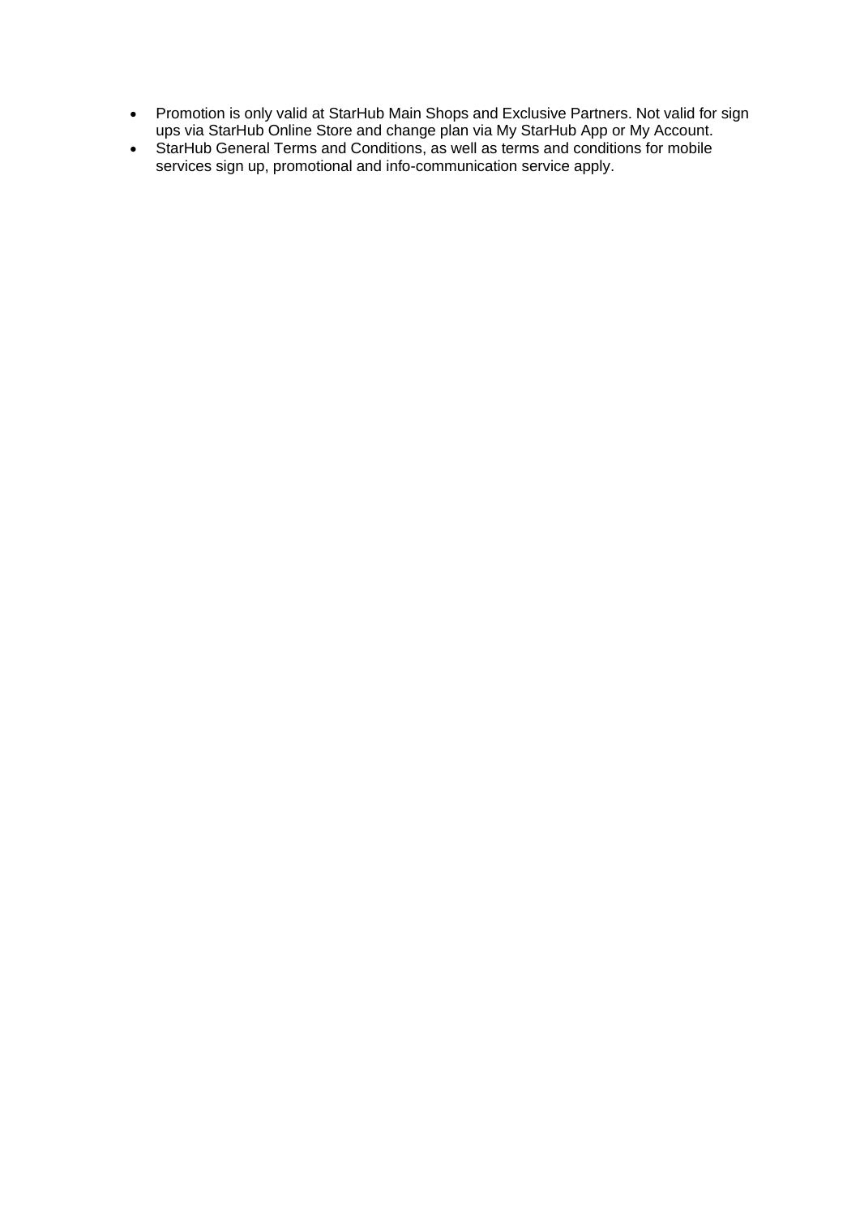- Promotion is only valid at StarHub Main Shops and Exclusive Partners. Not valid for sign ups via StarHub Online Store and change plan via My StarHub App or My Account.
- StarHub General Terms and Conditions, as well as terms and conditions for mobile services sign up, promotional and info-communication service apply.